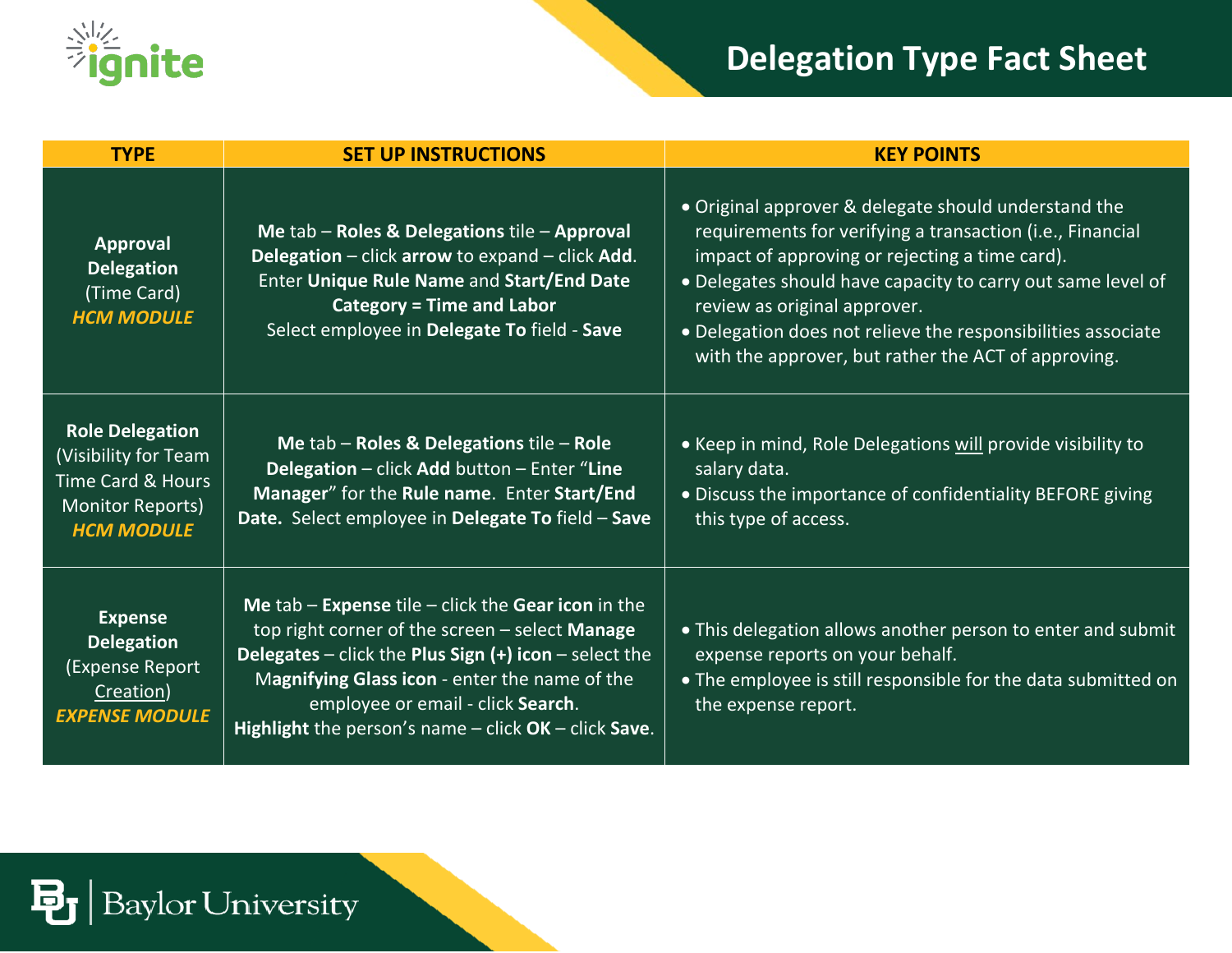# Delegation Type Fact Sheet

| TYPE | SET UP INSTRUCTIONS | KEY POINTS |
| --- | --- | --- |
| **Approval Delegation** (Time Card) ***HCM MODULE*** | **Me** tab – **Roles & Delegations** tile – **Approval Delegation** – click **arrow** to expand – click **Add**. Enter **Unique Rule Name** and **Start/End Date Category = Time and Labor** Select employee in **Delegate To** field - **Save** | • Original approver & delegate should understand the requirements for verifying a transaction (i.e., Financial impact of approving or rejecting a time card).<br>• Delegates should have capacity to carry out same level of review as original approver.<br>• Delegation does not relieve the responsibilities associate with the approver, but rather the ACT of approving. |
| **Role Delegation** (Visibility for Team Time Card & Hours Monitor Reports) ***HCM MODULE*** | **Me** tab – **Roles & Delegations** tile – **Role Delegation** – click **Add** button – Enter "**Line Manager**" for the **Rule name**. Enter **Start/End Date.** Select employee in **Delegate To** field – **Save** | • Keep in mind, Role Delegations will provide visibility to salary data.<br>• Discuss the importance of confidentiality BEFORE giving this type of access. |
| **Expense Delegation** (Expense Report Creation) ***EXPENSE MODULE*** | **Me** tab – **Expense** tile – click the **Gear icon** in the top right corner of the screen – select **Manage Delegates** – click the **Plus Sign (+) icon** – select the **Magnifying Glass icon** - enter the name of the employee or email - click **Search**. **Highlight** the person's name – click **OK** – click **Save**. | • This delegation allows another person to enter and submit expense reports on your behalf.<br>• The employee is still responsible for the data submitted on the expense report. |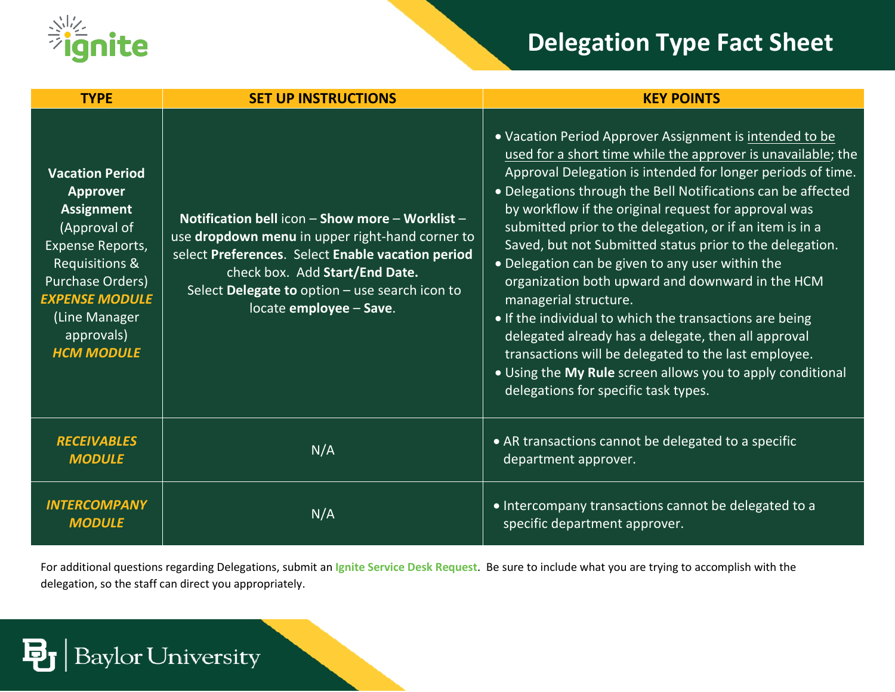# Delegation Type Fact Sheet

| TYPE | SET UP INSTRUCTIONS | KEY POINTS |
|---|---|---|
| **Vacation Period Approver Assignment** (Approval of Expense Reports, Requisitions & Purchase Orders) ***EXPENSE MODULE*** (Line Manager approvals) ***HCM MODULE*** | **Notification bell** icon – **Show more** – **Worklist** – use **dropdown menu** in upper right-hand corner to select **Preferences**. Select **Enable vacation period** check box. Add **Start/End Date.** Select **Delegate to** option – use search icon to locate **employee** – **Save**. | • Vacation Period Approver Assignment is intended to be used for a short time while the approver is unavailable; the Approval Delegation is intended for longer periods of time.<br>• Delegations through the Bell Notifications can be affected by workflow if the original request for approval was submitted prior to the delegation, or if an item is in a Saved, but not Submitted status prior to the delegation.<br>• Delegation can be given to any user within the organization both upward and downward in the HCM managerial structure.<br>• If the individual to which the transactions are being delegated already has a delegate, then all approval transactions will be delegated to the last employee.<br>• Using the **My Rule** screen allows you to apply conditional delegations for specific task types. |
| ***RECEIVABLES MODULE*** | N/A | • AR transactions cannot be delegated to a specific department approver. |
| ***INTERCOMPANY MODULE*** | N/A | • Intercompany transactions cannot be delegated to a specific department approver. |

For additional questions regarding Delegations, submit an **Ignite Service Desk Request**. Be sure to include what you are trying to accomplish with the delegation, so the staff can direct you appropriately.